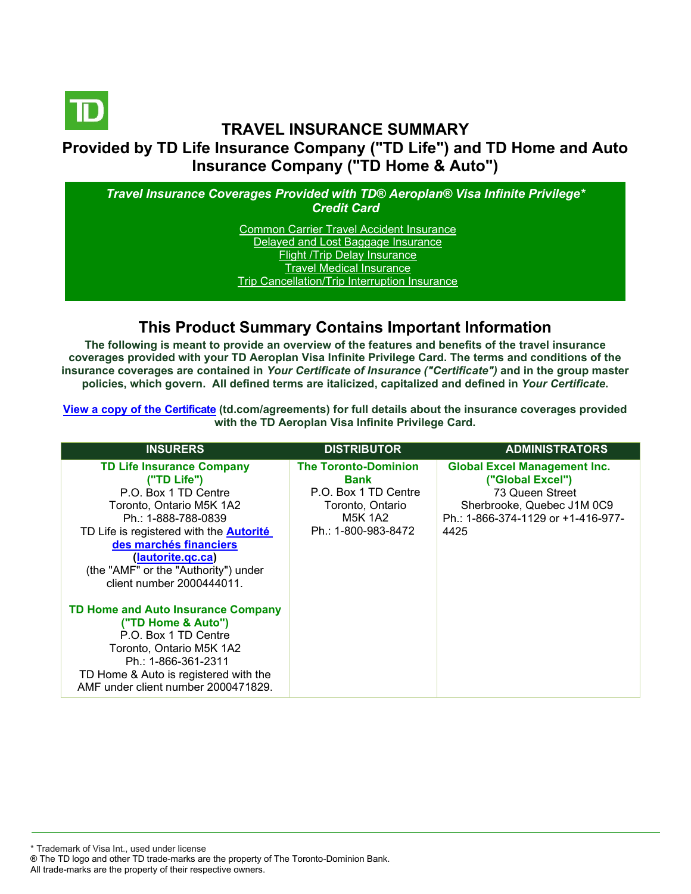# TRAVEL INSURANCE SUMMARY

## Provided by TD Life Insurance Company ("TD Life") and TD Home and Auto Insurance Company ("TD Home & Auto")

***Travel Insurance Coverages Provided with TD® Aeroplan® Visa Infinite Privilege* Credit Card***

- Common Carrier Travel Accident Insurance
- Delayed and Lost Baggage Insurance
- Flight /Trip Delay Insurance
- Travel Medical Insurance
- Trip Cancellation/Trip Interruption Insurance

## This Product Summary Contains Important Information

**The following is meant to provide an overview of the features and benefits of the travel insurance coverages provided with your TD Aeroplan Visa Infinite Privilege Card. The terms and conditions of the insurance coverages are contained in *Your Certificate of Insurance ("Certificate")* and in the group master policies, which govern. All defined terms are italicized, capitalized and defined in *Your Certificate*.**

**View a copy of the Certificate (td.com/agreements) for full details about the insurance coverages provided with the TD Aeroplan Visa Infinite Privilege Card.**

| INSURERS | DISTRIBUTOR | ADMINISTRATORS |
|---|---|---|
| **TD Life Insurance Company ("TD Life")**<br>P.O. Box 1 TD Centre<br>Toronto, Ontario M5K 1A2<br>Ph.: 1-888-788-0839<br>TD Life is registered with the **Autorité des marchés financiers** (**lautorite.qc.ca**) (the "AMF" or the "Authority") under client number 2000444011.<br><br>**TD Home and Auto Insurance Company ("TD Home & Auto")**<br>P.O. Box 1 TD Centre<br>Toronto, Ontario M5K 1A2<br>Ph.: 1-866-361-2311<br>TD Home & Auto is registered with the AMF under client number 2000471829. | **The Toronto-Dominion Bank**<br>P.O. Box 1 TD Centre<br>Toronto, Ontario<br>M5K 1A2<br>Ph.: 1-800-983-8472 | **Global Excel Management Inc. ("Global Excel")**<br>73 Queen Street<br>Sherbrooke, Quebec J1M 0C9<br>Ph.: 1-866-374-1129 or +1-416-977-4425 |

\* Trademark of Visa Int., used under license
® The TD logo and other TD trade-marks are the property of The Toronto-Dominion Bank.
All trade-marks are the property of their respective owners.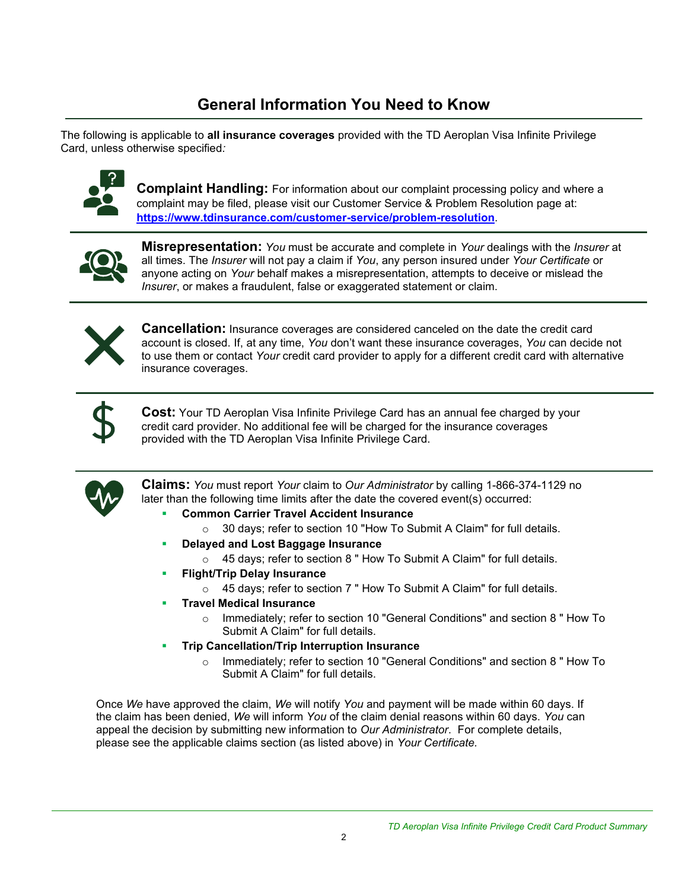# General Information You Need to Know

The following is applicable to **all insurance coverages** provided with the TD Aeroplan Visa Infinite Privilege Card, unless otherwise specified*:*

**Complaint Handling:** For information about our complaint processing policy and where a complaint may be filed, please visit our Customer Service & Problem Resolution page at: **https://www.tdinsurance.com/customer-service/problem-resolution**.

**Misrepresentation:** *You* must be accurate and complete in *Your* dealings with the *Insurer* at all times. The *Insurer* will not pay a claim if *You*, any person insured under *Your Certificate* or anyone acting on *Your* behalf makes a misrepresentation, attempts to deceive or mislead the *Insurer*, or makes a fraudulent, false or exaggerated statement or claim.

**Cancellation:** Insurance coverages are considered canceled on the date the credit card account is closed. If, at any time, *You* don't want these insurance coverages, *You* can decide not to use them or contact *Your* credit card provider to apply for a different credit card with alternative insurance coverages.

**Cost:** Your TD Aeroplan Visa Infinite Privilege Card has an annual fee charged by your credit card provider. No additional fee will be charged for the insurance coverages provided with the TD Aeroplan Visa Infinite Privilege Card.

**Claims:** *You* must report *Your* claim to *Our Administrator* by calling 1-866-374-1129 no later than the following time limits after the date the covered event(s) occurred:

- **Common Carrier Travel Accident Insurance**
  - 30 days; refer to section 10 "How To Submit A Claim" for full details.
- **Delayed and Lost Baggage Insurance**
  - 45 days; refer to section 8 " How To Submit A Claim" for full details.
- **Flight/Trip Delay Insurance**
  - 45 days; refer to section 7 " How To Submit A Claim" for full details.
- **Travel Medical Insurance**
  - Immediately; refer to section 10 "General Conditions" and section 8 " How To Submit A Claim" for full details.
- **Trip Cancellation/Trip Interruption Insurance**
  - Immediately; refer to section 10 "General Conditions" and section 8 " How To Submit A Claim" for full details.

Once *We* have approved the claim, *We* will notify *You* and payment will be made within 60 days. If the claim has been denied, *We* will inform *You* of the claim denial reasons within 60 days. *You* can appeal the decision by submitting new information to *Our Administrator*. For complete details, please see the applicable claims section (as listed above) in *Your Certificate.*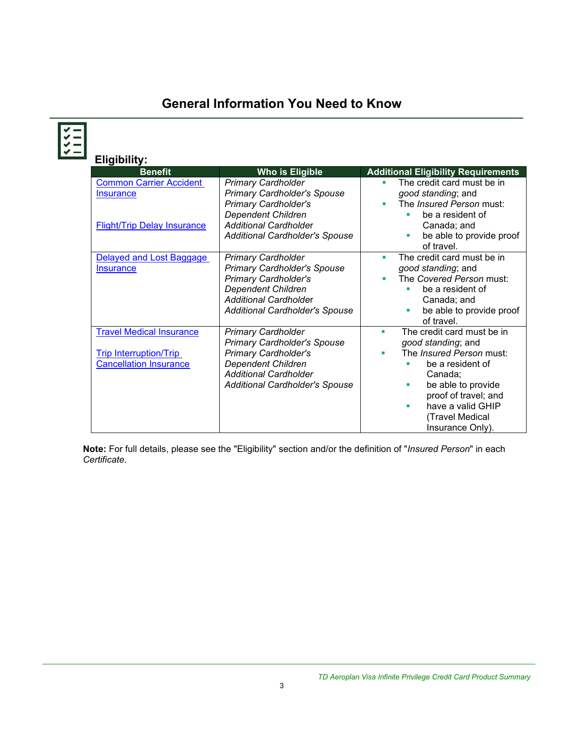# General Information You Need to Know

## Eligibility:

| Benefit | Who is Eligible | Additional Eligibility Requirements |
|---|---|---|
| Common Carrier Accident Insurance<br><br>Flight/Trip Delay Insurance | *Primary Cardholder*<br>*Primary Cardholder's Spouse*<br>*Primary Cardholder's Dependent Children*<br>*Additional Cardholder*<br>*Additional Cardholder's Spouse* | ▪ The credit card must be in *good standing*; and<br>▪ The *Insured Person* must:<br>  ▪ be a resident of Canada; and<br>  ▪ be able to provide proof of travel. |
| Delayed and Lost Baggage Insurance | *Primary Cardholder*<br>*Primary Cardholder's Spouse*<br>*Primary Cardholder's Dependent Children*<br>*Additional Cardholder*<br>*Additional Cardholder's Spouse* | ▪ The credit card must be in *good standing*; and<br>▪ The *Covered Person* must:<br>  ▪ be a resident of Canada; and<br>  ▪ be able to provide proof of travel. |
| Travel Medical Insurance<br><br>Trip Interruption/Trip Cancellation Insurance | *Primary Cardholder*<br>*Primary Cardholder's Spouse*<br>*Primary Cardholder's Dependent Children*<br>*Additional Cardholder*<br>*Additional Cardholder's Spouse* | ▪ The credit card must be in *good standing*; and<br>▪ The *Insured Person* must:<br>  ▪ be a resident of Canada;<br>  ▪ be able to provide proof of travel; and<br>  ▪ have a valid GHIP (Travel Medical Insurance Only). |

**Note:** For full details, please see the "Eligibility" section and/or the definition of "*Insured Person*" in each *Certificate*.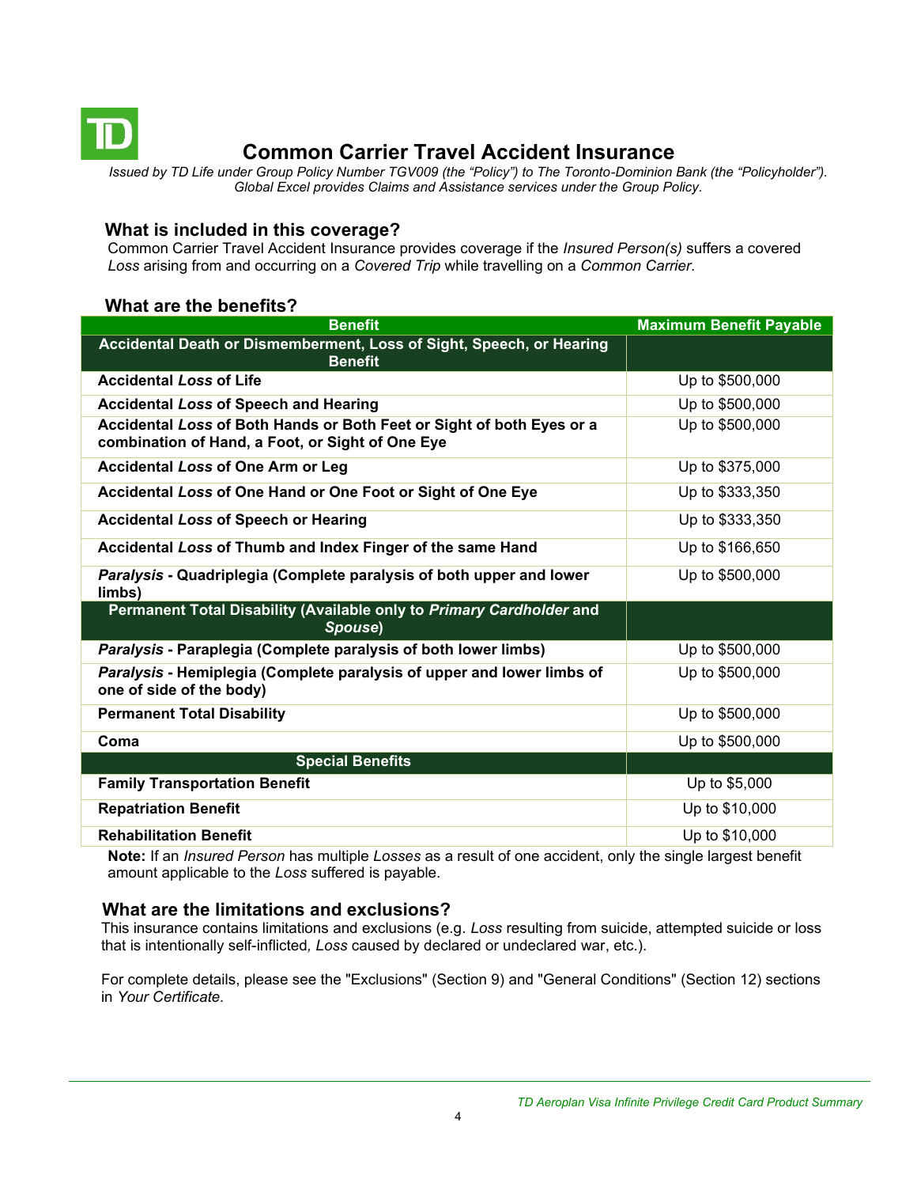# Common Carrier Travel Accident Insurance

*Issued by TD Life under Group Policy Number TGV009 (the "Policy") to The Toronto-Dominion Bank (the "Policyholder"). Global Excel provides Claims and Assistance services under the Group Policy.*

## What is included in this coverage?

Common Carrier Travel Accident Insurance provides coverage if the *Insured Person(s)* suffers a covered *Loss* arising from and occurring on a *Covered Trip* while travelling on a *Common Carrier*.

## What are the benefits?

| Benefit | Maximum Benefit Payable |
|---|---|
| **Accidental Death or Dismemberment, Loss of Sight, Speech, or Hearing Benefit** | |
| **Accidental *Loss* of Life** | Up to $500,000 |
| **Accidental *Loss* of Speech and Hearing** | Up to $500,000 |
| **Accidental *Loss* of Both Hands or Both Feet or Sight of both Eyes or a combination of Hand, a Foot, or Sight of One Eye** | Up to $500,000 |
| **Accidental *Loss* of One Arm or Leg** | Up to $375,000 |
| **Accidental *Loss* of One Hand or One Foot or Sight of One Eye** | Up to $333,350 |
| **Accidental *Loss* of Speech or Hearing** | Up to $333,350 |
| **Accidental *Loss* of Thumb and Index Finger of the same Hand** | Up to $166,650 |
| ***Paralysis* - Quadriplegia (Complete paralysis of both upper and lower limbs)** | Up to $500,000 |
| **Permanent Total Disability (Available only to *Primary Cardholder* and *Spouse*)** | |
| ***Paralysis* - Paraplegia (Complete paralysis of both lower limbs)** | Up to $500,000 |
| ***Paralysis* - Hemiplegia (Complete paralysis of upper and lower limbs of one of side of the body)** | Up to $500,000 |
| **Permanent Total Disability** | Up to $500,000 |
| **Coma** | Up to $500,000 |
| **Special Benefits** | |
| **Family Transportation Benefit** | Up to $5,000 |
| **Repatriation Benefit** | Up to $10,000 |
| **Rehabilitation Benefit** | Up to $10,000 |

**Note:** If an *Insured Person* has multiple *Losses* as a result of one accident, only the single largest benefit amount applicable to the *Loss* suffered is payable.

## What are the limitations and exclusions?

This insurance contains limitations and exclusions (e.g. *Loss* resulting from suicide, attempted suicide or loss that is intentionally self-inflicted*, Loss* caused by declared or undeclared war, etc.).

For complete details, please see the "Exclusions" (Section 9) and "General Conditions" (Section 12) sections in *Your Certificate*.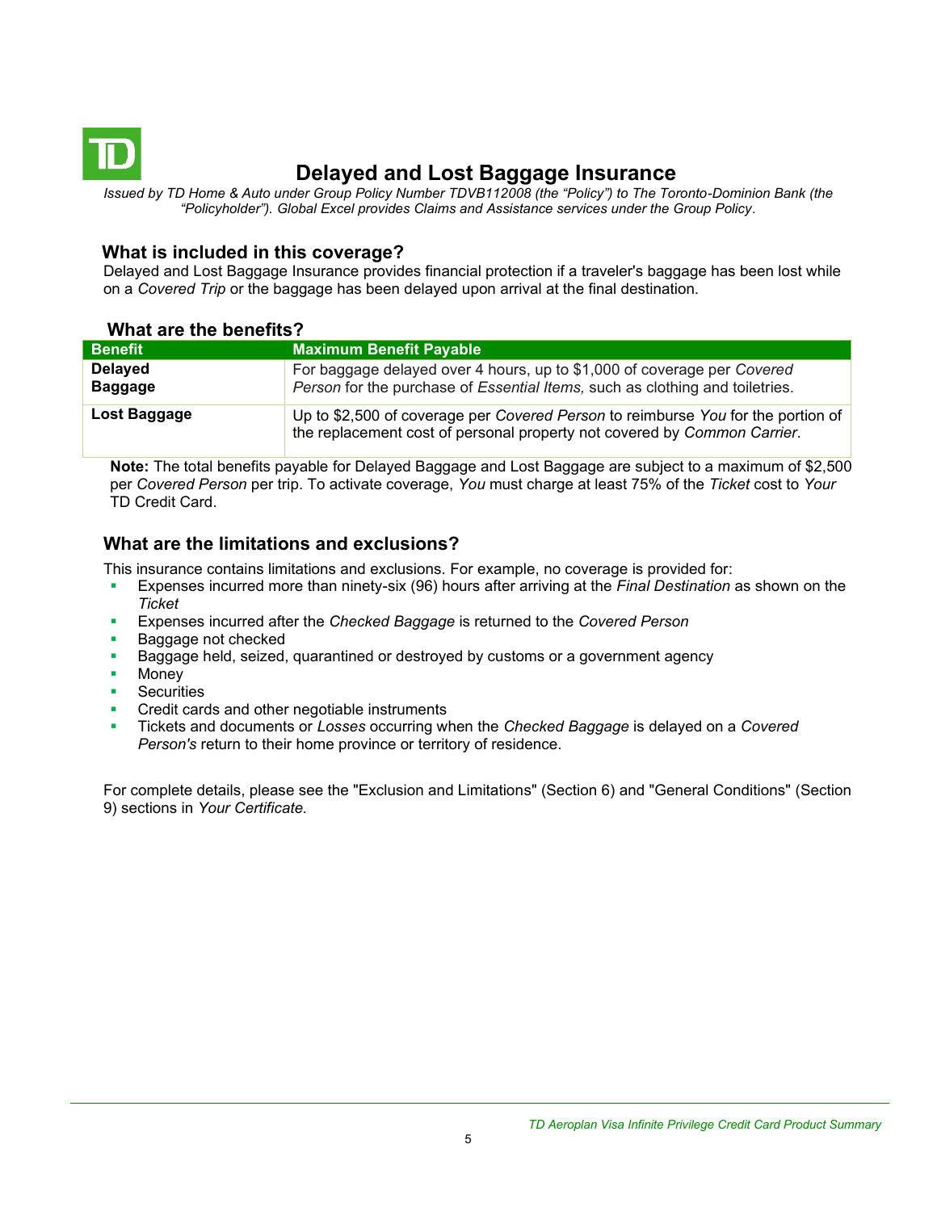# Delayed and Lost Baggage Insurance

*Issued by TD Home & Auto under Group Policy Number TDVB112008 (the "Policy") to The Toronto-Dominion Bank (the "Policyholder"). Global Excel provides Claims and Assistance services under the Group Policy.*

## What is included in this coverage?

Delayed and Lost Baggage Insurance provides financial protection if a traveler's baggage has been lost while on a *Covered Trip* or the baggage has been delayed upon arrival at the final destination.

## What are the benefits?

| Benefit | Maximum Benefit Payable |
|---|---|
| **Delayed Baggage** | For baggage delayed over 4 hours, up to $1,000 of coverage per *Covered Person* for the purchase of *Essential Items,* such as clothing and toiletries. |
| **Lost Baggage** | Up to $2,500 of coverage per *Covered Person* to reimburse *You* for the portion of the replacement cost of personal property not covered by *Common Carrier*. |

**Note:** The total benefits payable for Delayed Baggage and Lost Baggage are subject to a maximum of $2,500 per *Covered Person* per trip. To activate coverage, *You* must charge at least 75% of the *Ticket* cost to *Your* TD Credit Card.

## What are the limitations and exclusions?

This insurance contains limitations and exclusions. For example, no coverage is provided for:

- Expenses incurred more than ninety-six (96) hours after arriving at the *Final Destination* as shown on the *Ticket*
- Expenses incurred after the *Checked Baggage* is returned to the *Covered Person*
- Baggage not checked
- Baggage held, seized, quarantined or destroyed by customs or a government agency
- Money
- Securities
- Credit cards and other negotiable instruments
- Tickets and documents or *Losses* occurring when the *Checked Baggage* is delayed on a *Covered Person's* return to their home province or territory of residence.

For complete details, please see the "Exclusion and Limitations" (Section 6) and "General Conditions" (Section 9) sections in *Your Certificate.*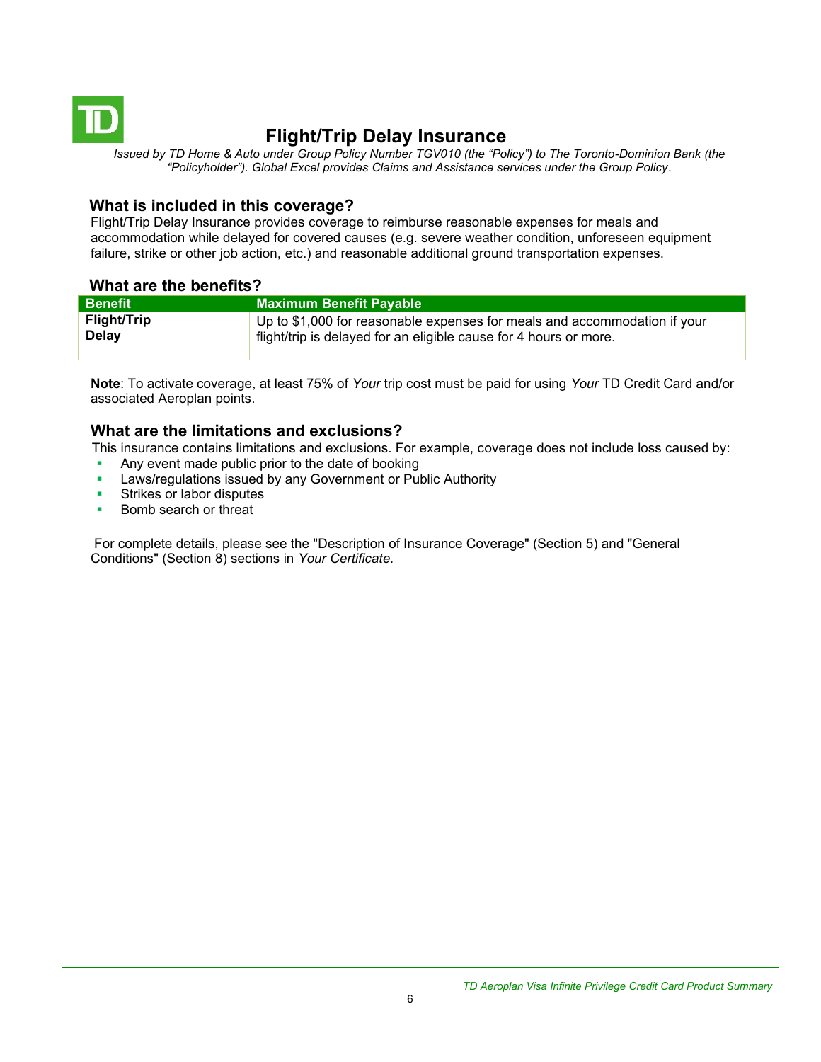# Flight/Trip Delay Insurance

*Issued by TD Home & Auto under Group Policy Number TGV010 (the "Policy") to The Toronto-Dominion Bank (the "Policyholder"). Global Excel provides Claims and Assistance services under the Group Policy.*

## What is included in this coverage?

Flight/Trip Delay Insurance provides coverage to reimburse reasonable expenses for meals and accommodation while delayed for covered causes (e.g. severe weather condition, unforeseen equipment failure, strike or other job action, etc.) and reasonable additional ground transportation expenses.

## What are the benefits?

| Benefit | Maximum Benefit Payable |
|---|---|
| **Flight/Trip Delay** | Up to $1,000 for reasonable expenses for meals and accommodation if your flight/trip is delayed for an eligible cause for 4 hours or more. |

**Note**: To activate coverage, at least 75% of *Your* trip cost must be paid for using *Your* TD Credit Card and/or associated Aeroplan points.

## What are the limitations and exclusions?

This insurance contains limitations and exclusions. For example, coverage does not include loss caused by:

- Any event made public prior to the date of booking
- Laws/regulations issued by any Government or Public Authority
- Strikes or labor disputes
- Bomb search or threat

For complete details, please see the "Description of Insurance Coverage" (Section 5) and "General Conditions" (Section 8) sections in *Your Certificate.*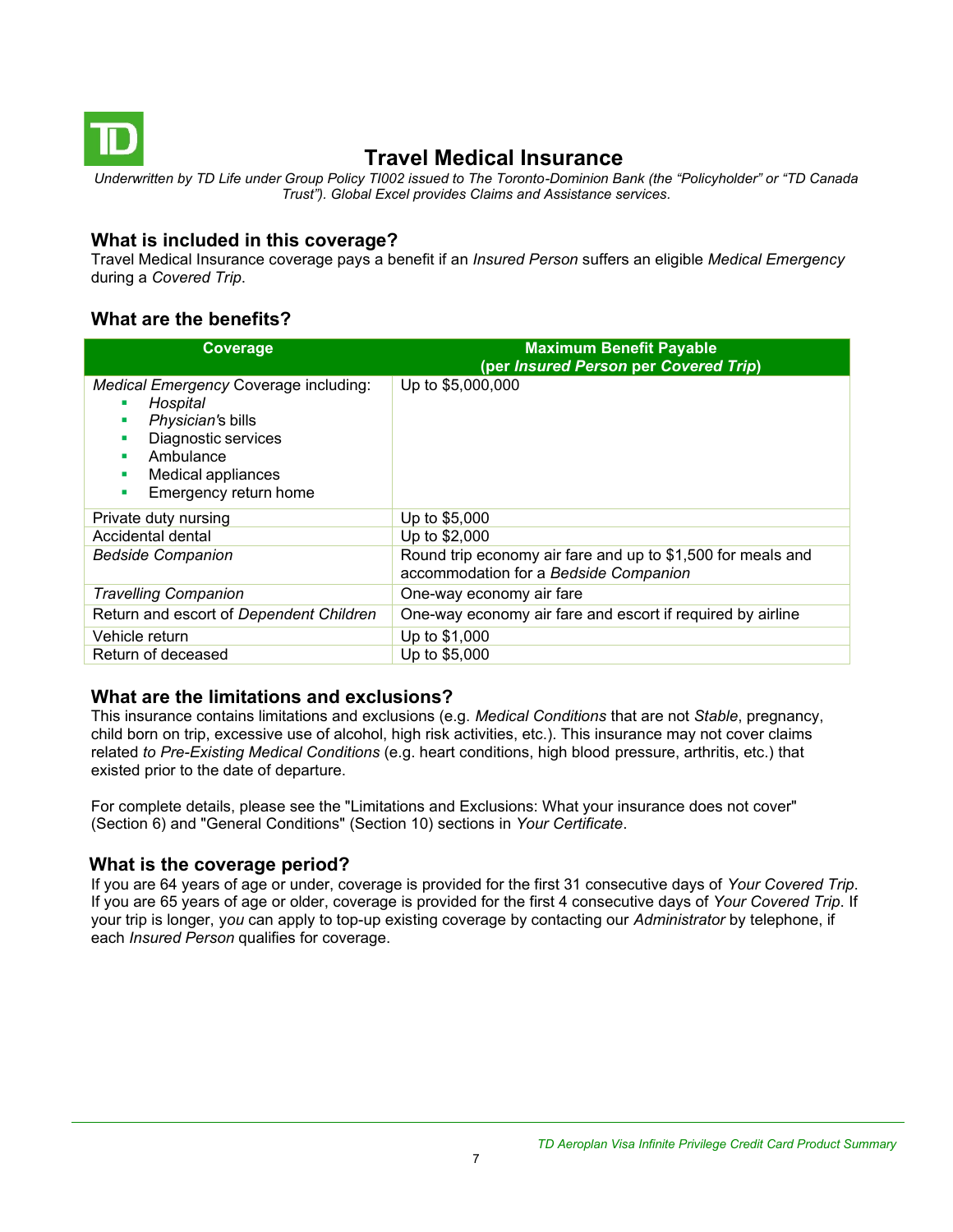# Travel Medical Insurance

*Underwritten by TD Life under Group Policy TI002 issued to The Toronto-Dominion Bank (the "Policyholder" or "TD Canada Trust"). Global Excel provides Claims and Assistance services.*

## What is included in this coverage?

Travel Medical Insurance coverage pays a benefit if an *Insured Person* suffers an eligible *Medical Emergency* during a *Covered Trip*.

## What are the benefits?

| Coverage | Maximum Benefit Payable (per *Insured Person* per *Covered Trip*) |
|---|---|
| *Medical Emergency* Coverage including: <br>▪ *Hospital* <br>▪ *Physician's* bills <br>▪ Diagnostic services <br>▪ Ambulance <br>▪ Medical appliances <br>▪ Emergency return home | Up to $5,000,000 |
| Private duty nursing | Up to $5,000 |
| Accidental dental | Up to $2,000 |
| *Bedside Companion* | Round trip economy air fare and up to $1,500 for meals and accommodation for a *Bedside Companion* |
| *Travelling Companion* | One-way economy air fare |
| Return and escort of *Dependent Children* | One-way economy air fare and escort if required by airline |
| Vehicle return | Up to $1,000 |
| Return of deceased | Up to $5,000 |

## What are the limitations and exclusions?

This insurance contains limitations and exclusions (e.g. *Medical Conditions* that are not *Stable*, pregnancy, child born on trip, excessive use of alcohol, high risk activities, etc.). This insurance may not cover claims related *to Pre-Existing Medical Conditions* (e.g. heart conditions, high blood pressure, arthritis, etc.) that existed prior to the date of departure.

For complete details, please see the "Limitations and Exclusions: What your insurance does not cover" (Section 6) and "General Conditions" (Section 10) sections in *Your Certificate*.

## What is the coverage period?

If you are 64 years of age or under, coverage is provided for the first 31 consecutive days of *Your Covered Trip*. If you are 65 years of age or older, coverage is provided for the first 4 consecutive days of *Your Covered Trip*. If your trip is longer, *you* can apply to top-up existing coverage by contacting our *Administrator* by telephone, if each *Insured Person* qualifies for coverage.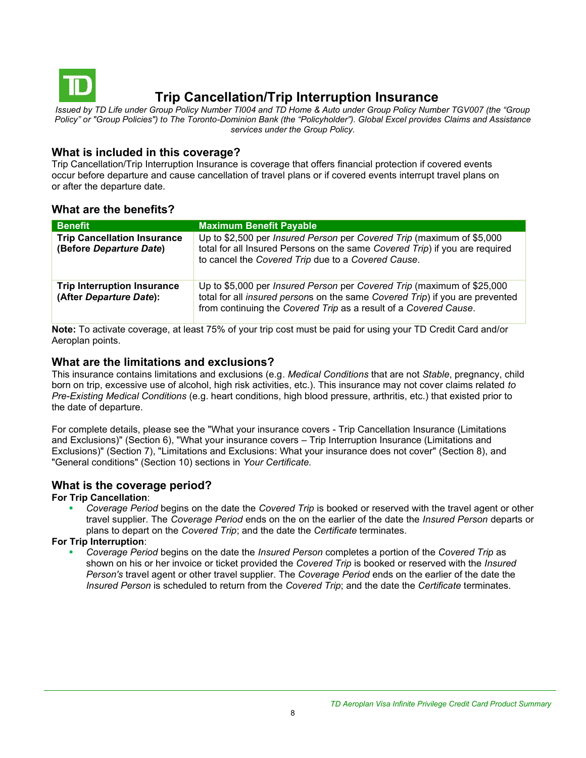# Trip Cancellation/Trip Interruption Insurance

*Issued by TD Life under Group Policy Number TI004 and TD Home & Auto under Group Policy Number TGV007 (the "Group Policy" or "Group Policies") to The Toronto-Dominion Bank (the "Policyholder"). Global Excel provides Claims and Assistance services under the Group Policy.*

## What is included in this coverage?

Trip Cancellation/Trip Interruption Insurance is coverage that offers financial protection if covered events occur before departure and cause cancellation of travel plans or if covered events interrupt travel plans on or after the departure date.

## What are the benefits?

| Benefit | Maximum Benefit Payable |
|---|---|
| **Trip Cancellation Insurance (Before *Departure Date*)** | Up to $2,500 per *Insured Person* per *Covered Trip* (maximum of $5,000 total for all Insured Persons on the same *Covered Trip*) if you are required to cancel the *Covered Trip* due to a *Covered Cause*. |
| **Trip Interruption Insurance (After *Departure Date*):** | Up to $5,000 per *Insured Person* per *Covered Trip* (maximum of $25,000 total for all *insured person*s on the same *Covered Trip*) if you are prevented from continuing the *Covered Trip* as a result of a *Covered Cause*. |

**Note:** To activate coverage, at least 75% of your trip cost must be paid for using your TD Credit Card and/or Aeroplan points.

## What are the limitations and exclusions?

This insurance contains limitations and exclusions (e.g. *Medical Conditions* that are not *Stable*, pregnancy, child born on trip, excessive use of alcohol, high risk activities, etc.). This insurance may not cover claims related *to Pre-Existing Medical Conditions* (e.g. heart conditions, high blood pressure, arthritis, etc.) that existed prior to the date of departure.

For complete details, please see the "What your insurance covers - Trip Cancellation Insurance (Limitations and Exclusions)" (Section 6), "What your insurance covers – Trip Interruption Insurance (Limitations and Exclusions)" (Section 7), "Limitations and Exclusions: What your insurance does not cover" (Section 8), and "General conditions" (Section 10) sections in *Your Certificate.*

## What is the coverage period?

**For Trip Cancellation**:

- *Coverage Period* begins on the date the *Covered Trip* is booked or reserved with the travel agent or other travel supplier. The *Coverage Period* ends on the on the earlier of the date the *Insured Person* departs or plans to depart on the *Covered Trip*; and the date the *Certificate* terminates.

**For Trip Interruption**:

- *Coverage Period* begins on the date the *Insured Person* completes a portion of the *Covered Trip* as shown on his or her invoice or ticket provided the *Covered Trip* is booked or reserved with the *Insured Person's* travel agent or other travel supplier. The *Coverage Period* ends on the earlier of the date the *Insured Person* is scheduled to return from the *Covered Trip*; and the date the *Certificate* terminates.